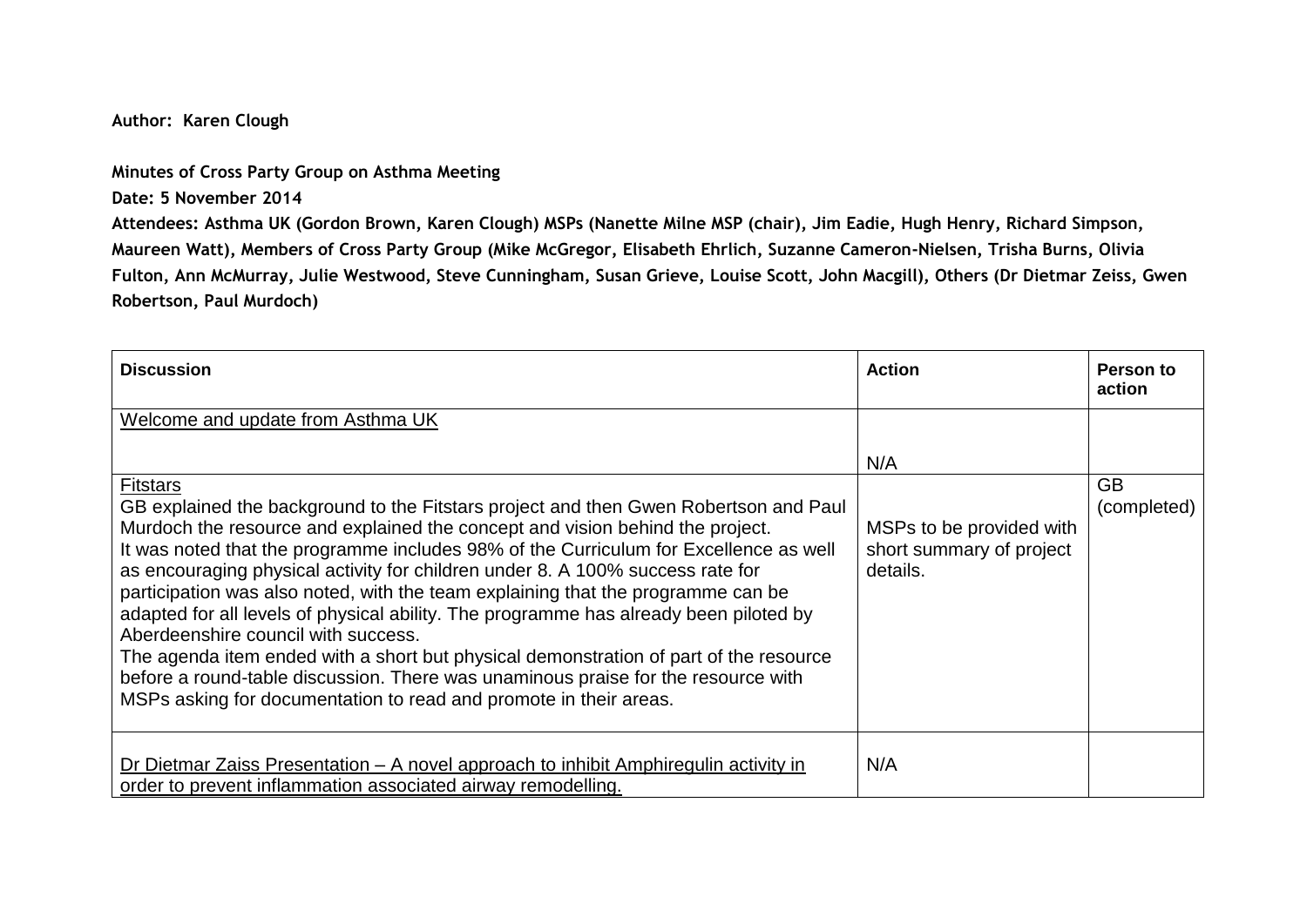**Author: Karen Clough**

**Minutes of Cross Party Group on Asthma Meeting**

**Date: 5 November 2014**

**Attendees: Asthma UK (Gordon Brown, Karen Clough) MSPs (Nanette Milne MSP (chair), Jim Eadie, Hugh Henry, Richard Simpson, Maureen Watt), Members of Cross Party Group (Mike McGregor, Elisabeth Ehrlich, Suzanne Cameron-Nielsen, Trisha Burns, Olivia Fulton, Ann McMurray, Julie Westwood, Steve Cunningham, Susan Grieve, Louise Scott, John Macgill), Others (Dr Dietmar Zeiss, Gwen Robertson, Paul Murdoch)**

| Discussion | Action | Person to action |
|---|---|---|
| Welcome and update from Asthma UK | N/A | |
| Fitstars<br>GB explained the background to the Fitstars project and then Gwen Robertson and Paul Murdoch the resource and explained the concept and vision behind the project.<br>It was noted that the programme includes 98% of the Curriculum for Excellence as well as encouraging physical activity for children under 8. A 100% success rate for participation was also noted, with the team explaining that the programme can be adapted for all levels of physical ability. The programme has already been piloted by Aberdeenshire council with success.<br>The agenda item ended with a short but physical demonstration of part of the resource before a round-table discussion. There was unaminous praise for the resource with MSPs asking for documentation to read and promote in their areas. | MSPs to be provided with short summary of project details. | GB (completed) |
| Dr Dietmar Zaiss Presentation – A novel approach to inhibit Amphiregulin activity in order to prevent inflammation associated airway remodelling. | N/A | |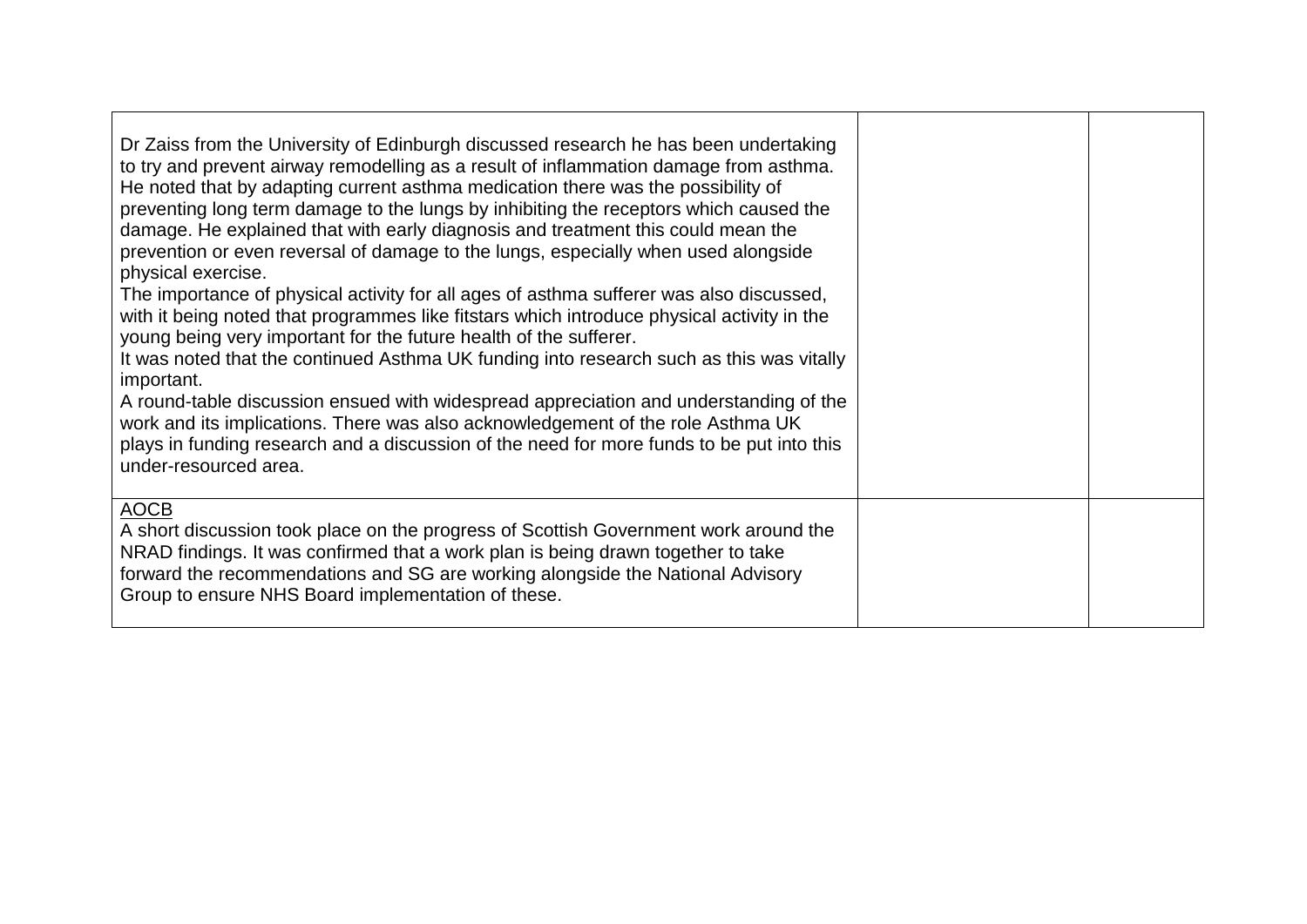| | | |
|---|---|---|
| Dr Zaiss from the University of Edinburgh discussed research he has been undertaking to try and prevent airway remodelling as a result of inflammation damage from asthma. He noted that by adapting current asthma medication there was the possibility of preventing long term damage to the lungs by inhibiting the receptors which caused the damage. He explained that with early diagnosis and treatment this could mean the prevention or even reversal of damage to the lungs, especially when used alongside physical exercise.<br>The importance of physical activity for all ages of asthma sufferer was also discussed, with it being noted that programmes like fitstars which introduce physical activity in the young being very important for the future health of the sufferer.<br>It was noted that the continued Asthma UK funding into research such as this was vitally important.<br>A round-table discussion ensued with widespread appreciation and understanding of the work and its implications. There was also acknowledgement of the role Asthma UK plays in funding research and a discussion of the need for more funds to be put into this under-resourced area. | | |
| <u>AOCB</u><br>A short discussion took place on the progress of Scottish Government work around the NRAD findings. It was confirmed that a work plan is being drawn together to take forward the recommendations and SG are working alongside the National Advisory Group to ensure NHS Board implementation of these. | | |